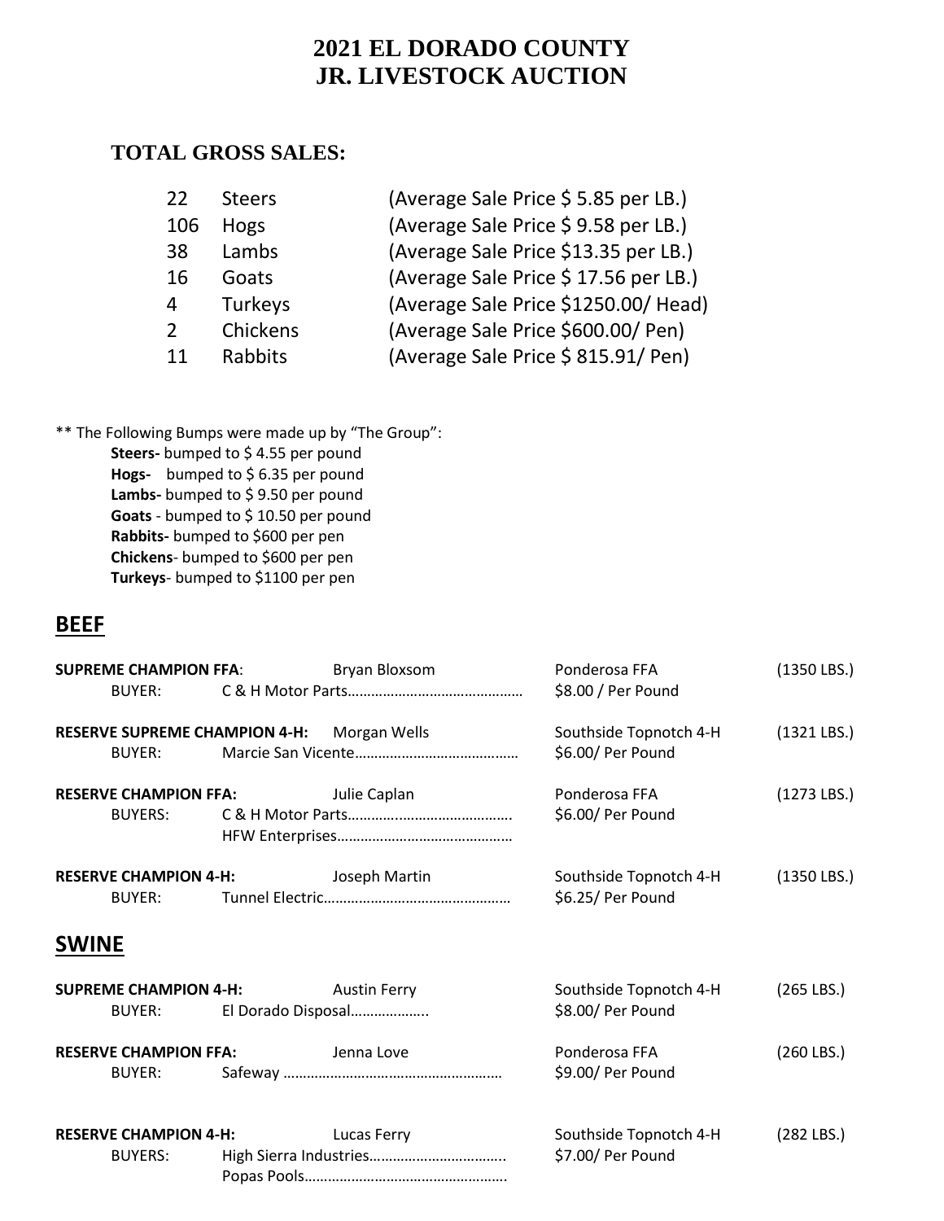# 2021 EL DORADO COUNTY
# JR. LIVESTOCK AUCTION

## TOTAL GROSS SALES:

| | | |
|---|---|---|
| 22 | Steers | (Average Sale Price $ 5.85 per LB.) |
| 106 | Hogs | (Average Sale Price $ 9.58 per LB.) |
| 38 | Lambs | (Average Sale Price $13.35 per LB.) |
| 16 | Goats | (Average Sale Price $ 17.56 per LB.) |
| 4 | Turkeys | (Average Sale Price $1250.00/ Head) |
| 2 | Chickens | (Average Sale Price $600.00/ Pen) |
| 11 | Rabbits | (Average Sale Price $ 815.91/ Pen) |

** The Following Bumps were made up by "The Group":

**Steers-** bumped to $ 4.55 per pound
**Hogs-** bumped to $ 6.35 per pound
**Lambs-** bumped to $ 9.50 per pound
**Goats** - bumped to $ 10.50 per pound
**Rabbits-** bumped to $600 per pen
**Chickens**- bumped to $600 per pen
**Turkeys**- bumped to $1100 per pen

## BEEF

**SUPREME CHAMPION FFA**: Bryan Bloxsom — Ponderosa FFA — (1350 LBS.)
BUYER: C & H Motor Parts……………………………………… $8.00 / Per Pound

**RESERVE SUPREME CHAMPION 4-H:** Morgan Wells — Southside Topnotch 4-H — (1321 LBS.)
BUYER: Marcie San Vicente…………………………………… $6.00/ Per Pound

**RESERVE CHAMPION FFA:** Julie Caplan — Ponderosa FFA — (1273 LBS.)
BUYERS: C & H Motor Parts……………………………………. HFW Enterprises……………………………………… $6.00/ Per Pound

**RESERVE CHAMPION 4-H:** Joseph Martin — Southside Topnotch 4-H — (1350 LBS.)
BUYER: Tunnel Electric………………………………………… $6.25/ Per Pound

## SWINE

**SUPREME CHAMPION 4-H:** Austin Ferry — Southside Topnotch 4-H — (265 LBS.)
BUYER: El Dorado Disposal……………….. $8.00/ Per Pound

**RESERVE CHAMPION FFA:** Jenna Love — Ponderosa FFA — (260 LBS.)
BUYER: Safeway ……………………………………………… $9.00/ Per Pound

**RESERVE CHAMPION 4-H:** Lucas Ferry — Southside Topnotch 4-H — (282 LBS.)
BUYERS: High Sierra Industries…………………………….. Popas Pools……………………………………………. $7.00/ Per Pound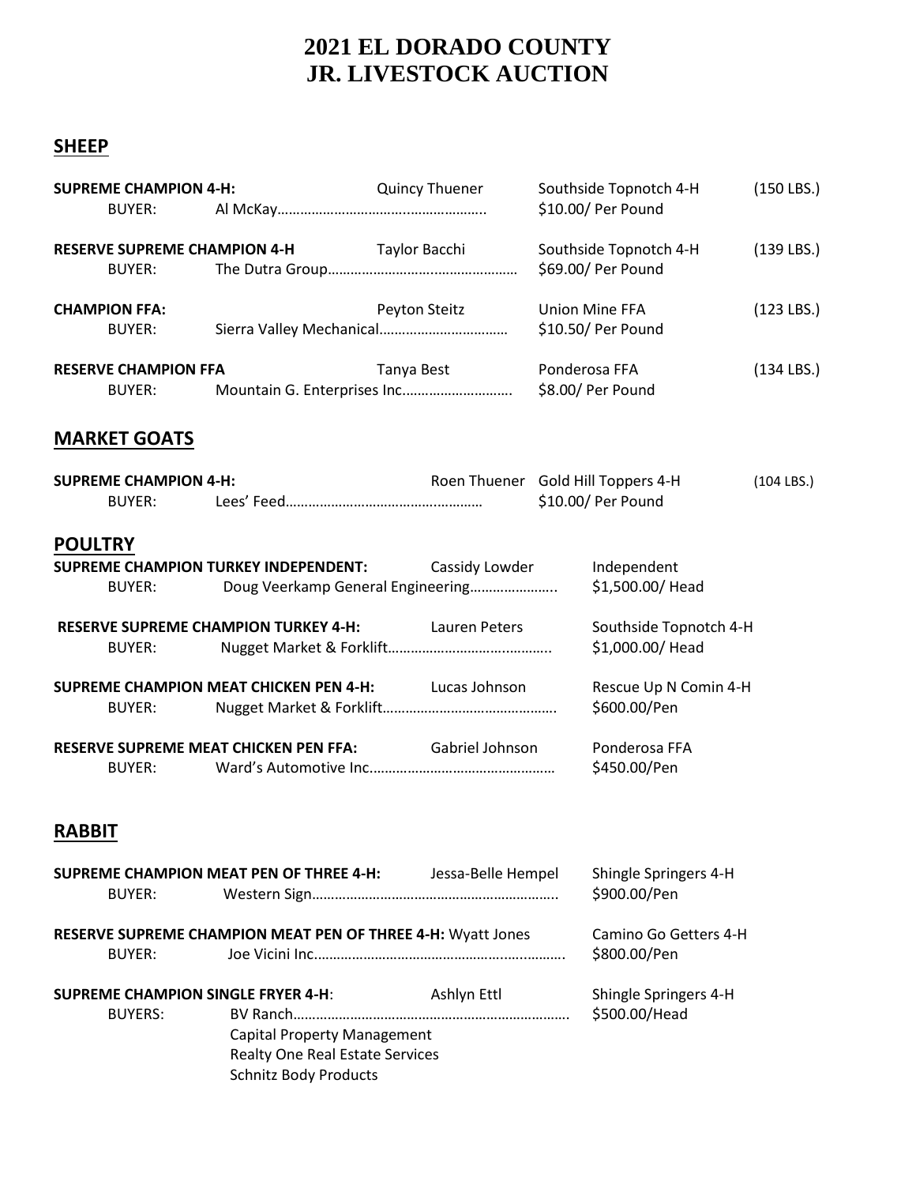# 2021 EL DORADO COUNTY JR. LIVESTOCK AUCTION

## SHEEP

**SUPREME CHAMPION 4-H:** Quincy Thuener — Southside Topnotch 4-H (150 LBS.)
BUYER: Al McKay…………………………………………………. $10.00/ Per Pound

**RESERVE SUPREME CHAMPION 4-H** Taylor Bacchi — Southside Topnotch 4-H (139 LBS.)
BUYER: The Dutra Group…………………………………………… $69.00/ Per Pound

**CHAMPION FFA:** Peyton Steitz — Union Mine FFA (123 LBS.)
BUYER: Sierra Valley Mechanical…………………………… $10.50/ Per Pound

**RESERVE CHAMPION FFA** Tanya Best — Ponderosa FFA (134 LBS.)
BUYER: Mountain G. Enterprises Inc……………………….. $8.00/ Per Pound

## MARKET GOATS

**SUPREME CHAMPION 4-H:** Roen Thuener — Gold Hill Toppers 4-H (104 LBS.)
BUYER: Lees' Feed……………………………………………… $10.00/ Per Pound

## POULTRY

**SUPREME CHAMPION TURKEY INDEPENDENT:** Cassidy Lowder — Independent
BUYER: Doug Veerkamp General Engineering………………….. $1,500.00/ Head

**RESERVE SUPREME CHAMPION TURKEY 4-H:** Lauren Peters — Southside Topnotch 4-H
BUYER: Nugget Market & Forklift…………………………………….. $1,000.00/ Head

**SUPREME CHAMPION MEAT CHICKEN PEN 4-H:** Lucas Johnson — Rescue Up N Comin 4-H
BUYER: Nugget Market & Forklift………………………………………. $600.00/Pen

**RESERVE SUPREME MEAT CHICKEN PEN FFA:** Gabriel Johnson — Ponderosa FFA
BUYER: Ward's Automotive Inc………………………………………… $450.00/Pen

## RABBIT

**SUPREME CHAMPION MEAT PEN OF THREE 4-H:** Jessa-Belle Hempel — Shingle Springers 4-H
BUYER: Western Sign……………………………………………………….. $900.00/Pen

**RESERVE SUPREME CHAMPION MEAT PEN OF THREE 4-H:** Wyatt Jones — Camino Go Getters 4-H
BUYER: Joe Vicini Inc……………………………………………………….. $800.00/Pen

**SUPREME CHAMPION SINGLE FRYER 4-H:** Ashlyn Ettl — Shingle Springers 4-H
BUYERS: BV Ranch……………………………………………………………. $500.00/Head
Capital Property Management
Realty One Real Estate Services
Schnitz Body Products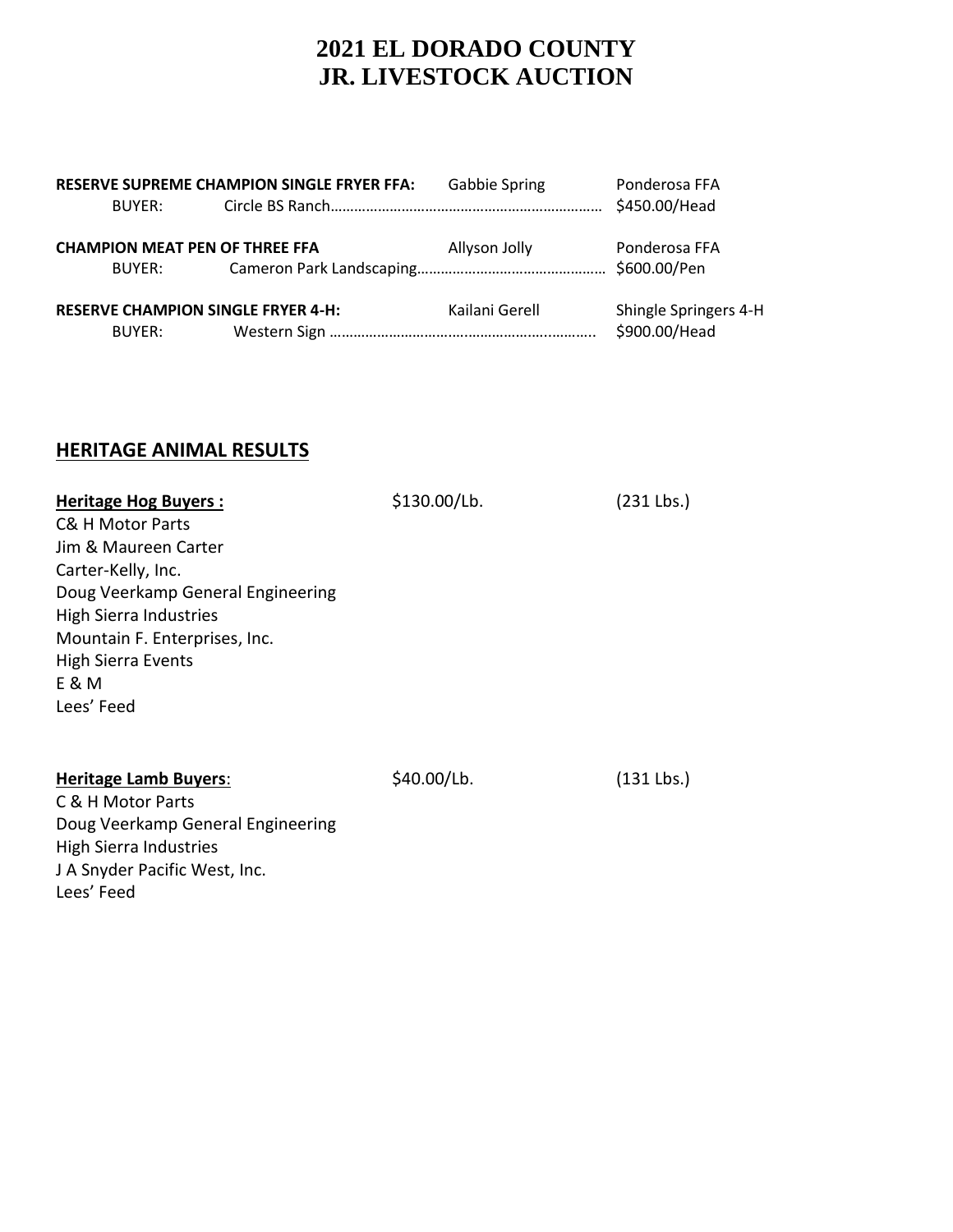# 2021 EL DORADO COUNTY
# JR. LIVESTOCK AUCTION

**RESERVE SUPREME CHAMPION SINGLE FRYER FFA:** Gabbie Spring Ponderosa FFA
BUYER: Circle BS Ranch………………………………………………………… $450.00/Head

**CHAMPION MEAT PEN OF THREE FFA** Allyson Jolly Ponderosa FFA
BUYER: Cameron Park Landscaping………………………………………… $600.00/Pen

**RESERVE CHAMPION SINGLE FRYER 4-H:** Kailani Gerell Shingle Springers 4-H
BUYER: Western Sign ……………………………………………………….. $900.00/Head

## HERITAGE ANIMAL RESULTS

**Heritage Hog Buyers :** $130.00/Lb. (231 Lbs.)

C& H Motor Parts
Jim & Maureen Carter
Carter-Kelly, Inc.
Doug Veerkamp General Engineering
High Sierra Industries
Mountain F. Enterprises, Inc.
High Sierra Events
E & M
Lees' Feed

**Heritage Lamb Buyers**: $40.00/Lb. (131 Lbs.)

C & H Motor Parts
Doug Veerkamp General Engineering
High Sierra Industries
J A Snyder Pacific West, Inc.
Lees' Feed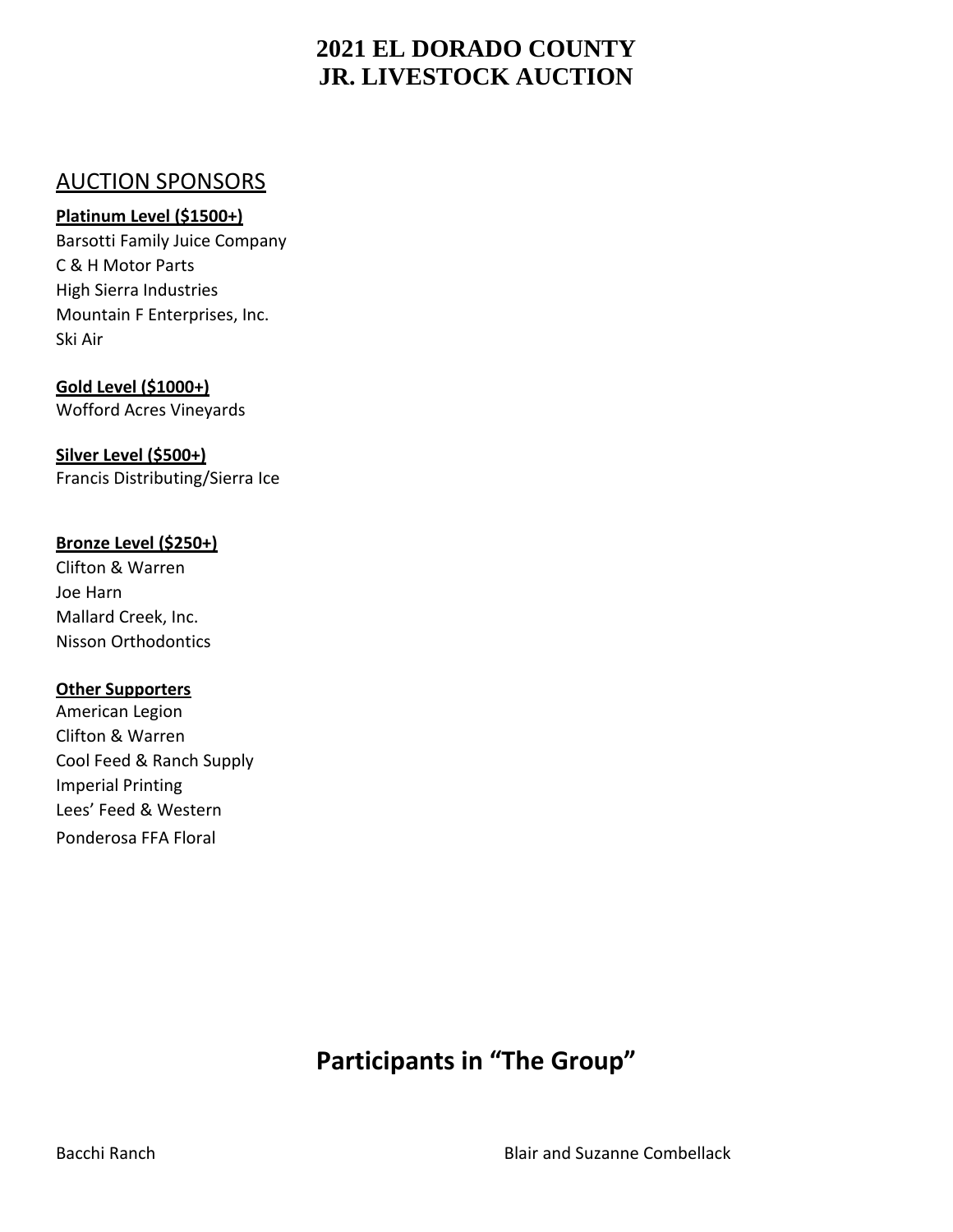# 2021 EL DORADO COUNTY
# JR. LIVESTOCK AUCTION

## AUCTION SPONSORS

**Platinum Level ($1500+)**

Barsotti Family Juice Company
C & H Motor Parts
High Sierra Industries
Mountain F Enterprises, Inc.
Ski Air

**Gold Level ($1000+)**

Wofford Acres Vineyards

**Silver Level ($500+)**

Francis Distributing/Sierra Ice

**Bronze Level ($250+)**

Clifton & Warren
Joe Harn
Mallard Creek, Inc.
Nisson Orthodontics

**Other Supporters**

American Legion
Clifton & Warren
Cool Feed & Ranch Supply
Imperial Printing
Lees' Feed & Western
Ponderosa FFA Floral

## Participants in "The Group"

Bacchi Ranch

Blair and Suzanne Combellack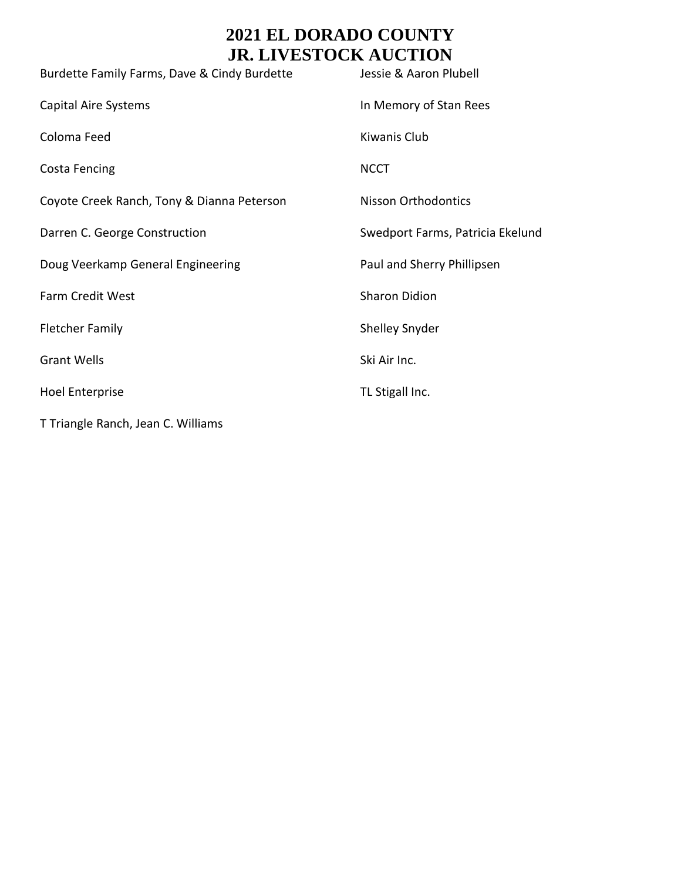# 2021 EL DORADO COUNTY JR. LIVESTOCK AUCTION

Burdette Family Farms, Dave & Cindy Burdette

Capital Aire Systems

Coloma Feed

Costa Fencing

Coyote Creek Ranch, Tony & Dianna Peterson

Darren C. George Construction

Doug Veerkamp General Engineering

Farm Credit West

Fletcher Family

Grant Wells

Hoel Enterprise

T Triangle Ranch, Jean C. Williams

Jessie & Aaron Plubell

In Memory of Stan Rees

Kiwanis Club

NCCT

Nisson Orthodontics

Swedport Farms, Patricia Ekelund

Paul and Sherry Phillipsen

Sharon Didion

Shelley Snyder

Ski Air Inc.

TL Stigall Inc.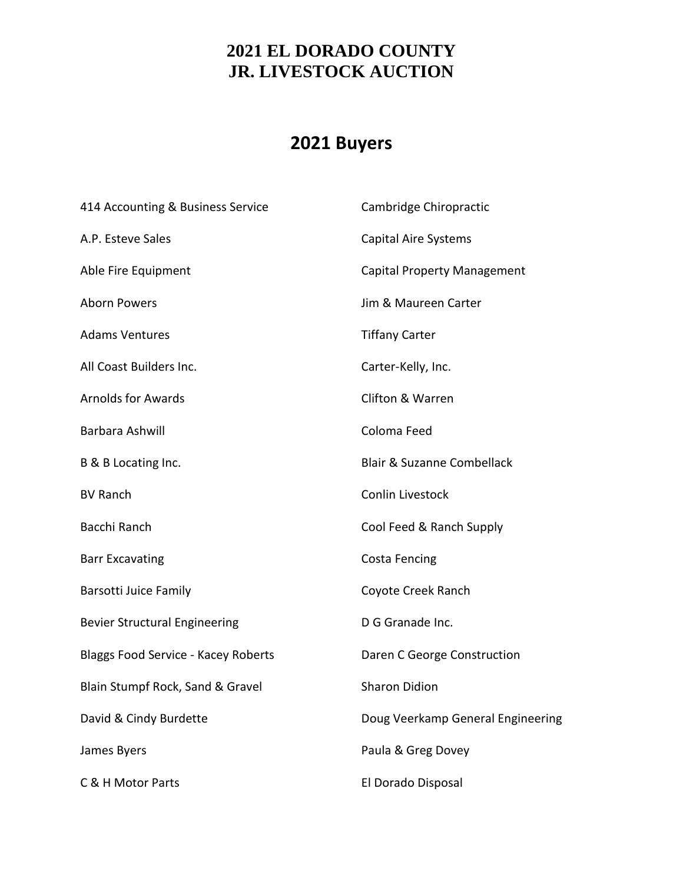# 2021 EL DORADO COUNTY JR. LIVESTOCK AUCTION

## 2021 Buyers

414 Accounting & Business Service

A.P. Esteve Sales

Able Fire Equipment

Aborn Powers

Adams Ventures

All Coast Builders Inc.

Arnolds for Awards

Barbara Ashwill

B & B Locating Inc.

BV Ranch

Bacchi Ranch

Barr Excavating

Barsotti Juice Family

Bevier Structural Engineering

Blaggs Food Service - Kacey Roberts

Blain Stumpf Rock, Sand & Gravel

David & Cindy Burdette

James Byers

C & H Motor Parts

Cambridge Chiropractic

Capital Aire Systems

Capital Property Management

Jim & Maureen Carter

Tiffany Carter

Carter-Kelly, Inc.

Clifton & Warren

Coloma Feed

Blair & Suzanne Combellack

Conlin Livestock

Cool Feed & Ranch Supply

Costa Fencing

Coyote Creek Ranch

D G Granade Inc.

Daren C George Construction

Sharon Didion

Doug Veerkamp General Engineering

Paula & Greg Dovey

El Dorado Disposal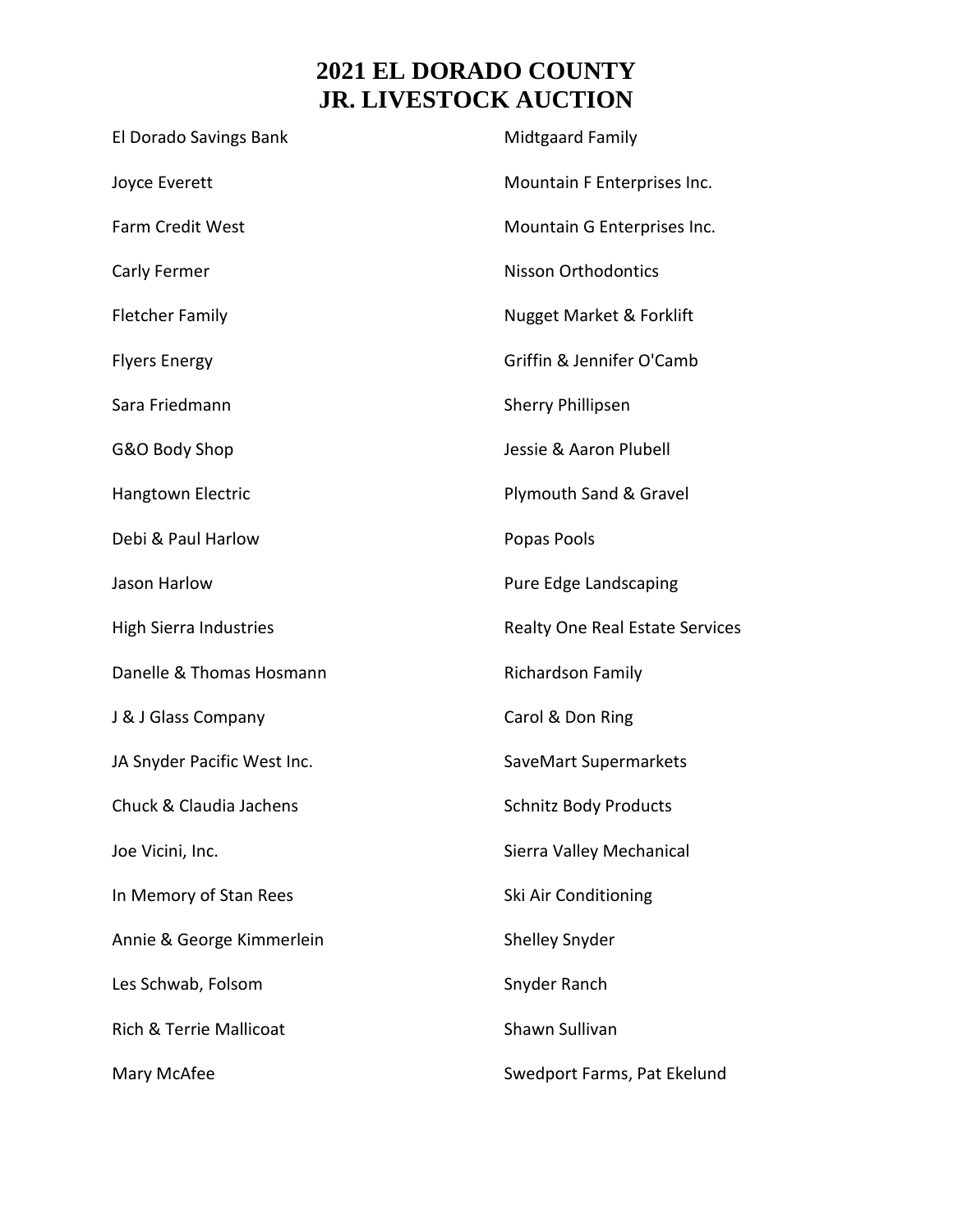# 2021 EL DORADO COUNTY
# JR. LIVESTOCK AUCTION

El Dorado Savings Bank

Joyce Everett

Farm Credit West

Carly Fermer

Fletcher Family

Flyers Energy

Sara Friedmann

G&O Body Shop

Hangtown Electric

Debi & Paul Harlow

Jason Harlow

High Sierra Industries

Danelle & Thomas Hosmann

J & J Glass Company

JA Snyder Pacific West Inc.

Chuck & Claudia Jachens

Joe Vicini, Inc.

In Memory of Stan Rees

Annie & George Kimmerlein

Les Schwab, Folsom

Rich & Terrie Mallicoat

Mary McAfee

Midtgaard Family

Mountain F Enterprises Inc.

Mountain G Enterprises Inc.

Nisson Orthodontics

Nugget Market & Forklift

Griffin & Jennifer O'Camb

Sherry Phillipsen

Jessie & Aaron Plubell

Plymouth Sand & Gravel

Popas Pools

Pure Edge Landscaping

Realty One Real Estate Services

Richardson Family

Carol & Don Ring

SaveMart Supermarkets

Schnitz Body Products

Sierra Valley Mechanical

Ski Air Conditioning

Shelley Snyder

Snyder Ranch

Shawn Sullivan

Swedport Farms, Pat Ekelund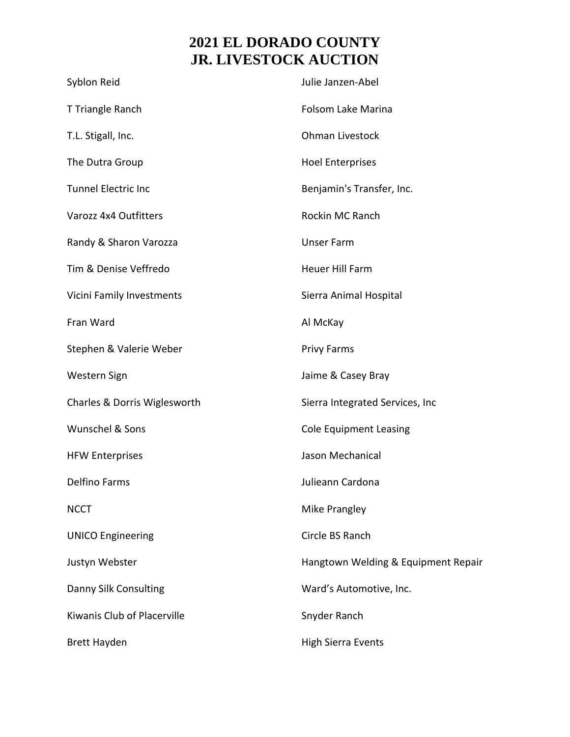# 2021 EL DORADO COUNTY
# JR. LIVESTOCK AUCTION

Syblon Reid

T Triangle Ranch

T.L. Stigall, Inc.

The Dutra Group

Tunnel Electric Inc

Varozz 4x4 Outfitters

Randy & Sharon Varozza

Tim & Denise Veffredo

Vicini Family Investments

Fran Ward

Stephen & Valerie Weber

Western Sign

Charles & Dorris Wiglesworth

Wunschel & Sons

HFW Enterprises

Delfino Farms

NCCT

UNICO Engineering

Justyn Webster

Danny Silk Consulting

Kiwanis Club of Placerville

Brett Hayden

Julie Janzen-Abel

Folsom Lake Marina

Ohman Livestock

Hoel Enterprises

Benjamin's Transfer, Inc.

Rockin MC Ranch

Unser Farm

Heuer Hill Farm

Sierra Animal Hospital

Al McKay

Privy Farms

Jaime & Casey Bray

Sierra Integrated Services, Inc

Cole Equipment Leasing

Jason Mechanical

Julieann Cardona

Mike Prangley

Circle BS Ranch

Hangtown Welding & Equipment Repair

Ward's Automotive, Inc.

Snyder Ranch

High Sierra Events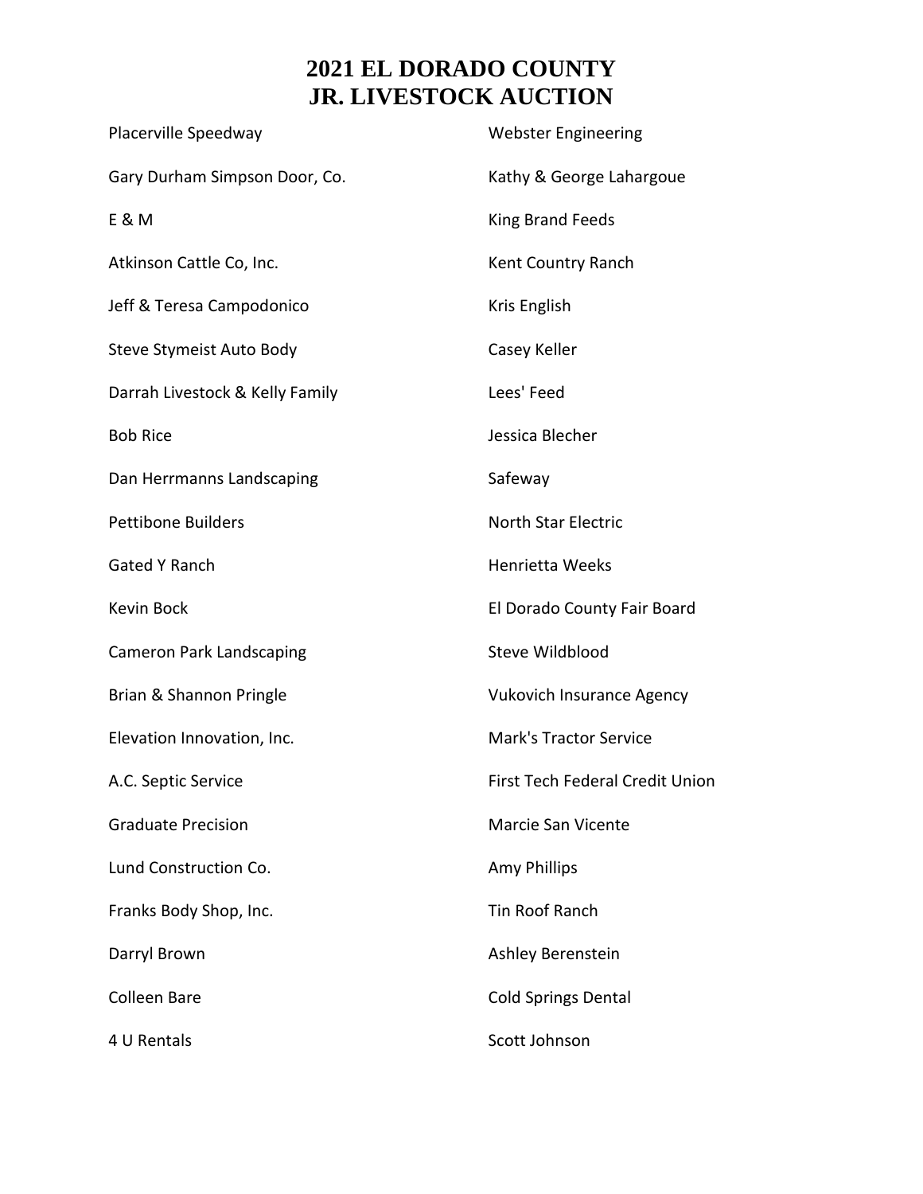# 2021 EL DORADO COUNTY
# JR. LIVESTOCK AUCTION

Placerville Speedway

Gary Durham Simpson Door, Co.

E & M

Atkinson Cattle Co, Inc.

Jeff & Teresa Campodonico

Steve Stymeist Auto Body

Darrah Livestock & Kelly Family

Bob Rice

Dan Herrmanns Landscaping

Pettibone Builders

Gated Y Ranch

Kevin Bock

Cameron Park Landscaping

Brian & Shannon Pringle

Elevation Innovation, Inc.

A.C. Septic Service

Graduate Precision

Lund Construction Co.

Franks Body Shop, Inc.

Darryl Brown

Colleen Bare

4 U Rentals

Webster Engineering

Kathy & George Lahargoue

King Brand Feeds

Kent Country Ranch

Kris English

Casey Keller

Lees' Feed

Jessica Blecher

Safeway

North Star Electric

Henrietta Weeks

El Dorado County Fair Board

Steve Wildblood

Vukovich Insurance Agency

Mark's Tractor Service

First Tech Federal Credit Union

Marcie San Vicente

Amy Phillips

Tin Roof Ranch

Ashley Berenstein

Cold Springs Dental

Scott Johnson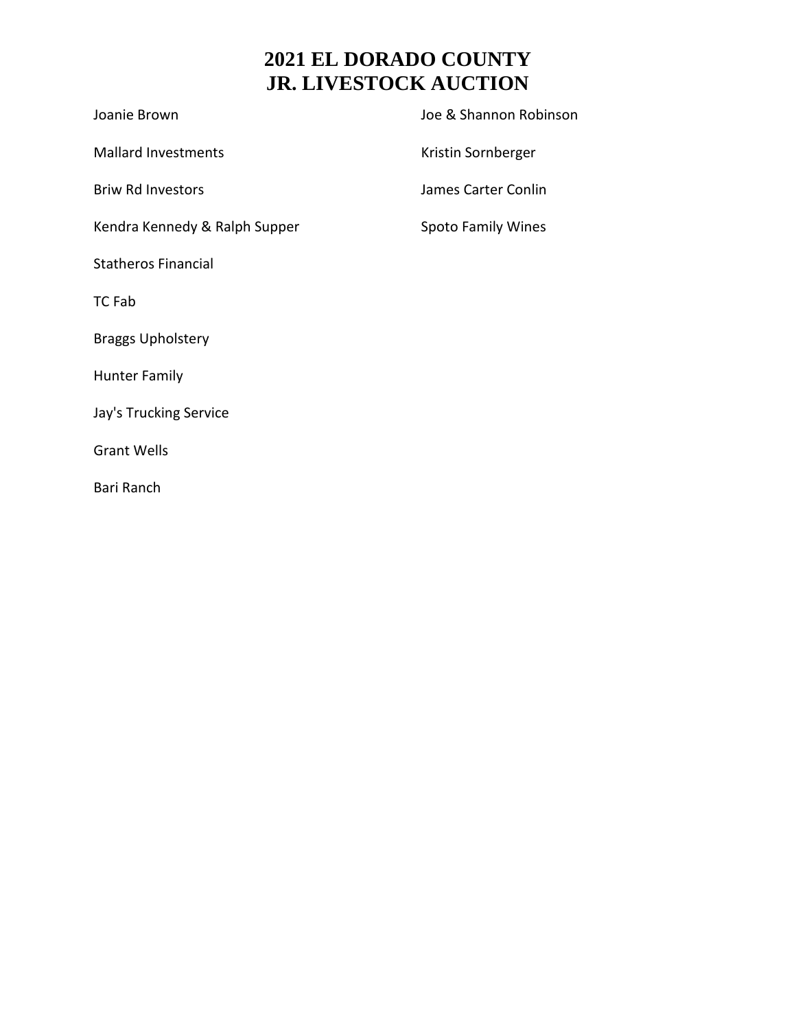# 2021 EL DORADO COUNTY
# JR. LIVESTOCK AUCTION

Joanie Brown

Mallard Investments

Briw Rd Investors

Kendra Kennedy & Ralph Supper

Statheros Financial

TC Fab

Braggs Upholstery

Hunter Family

Jay's Trucking Service

Grant Wells

Bari Ranch

Joe & Shannon Robinson

Kristin Sornberger

James Carter Conlin

Spoto Family Wines